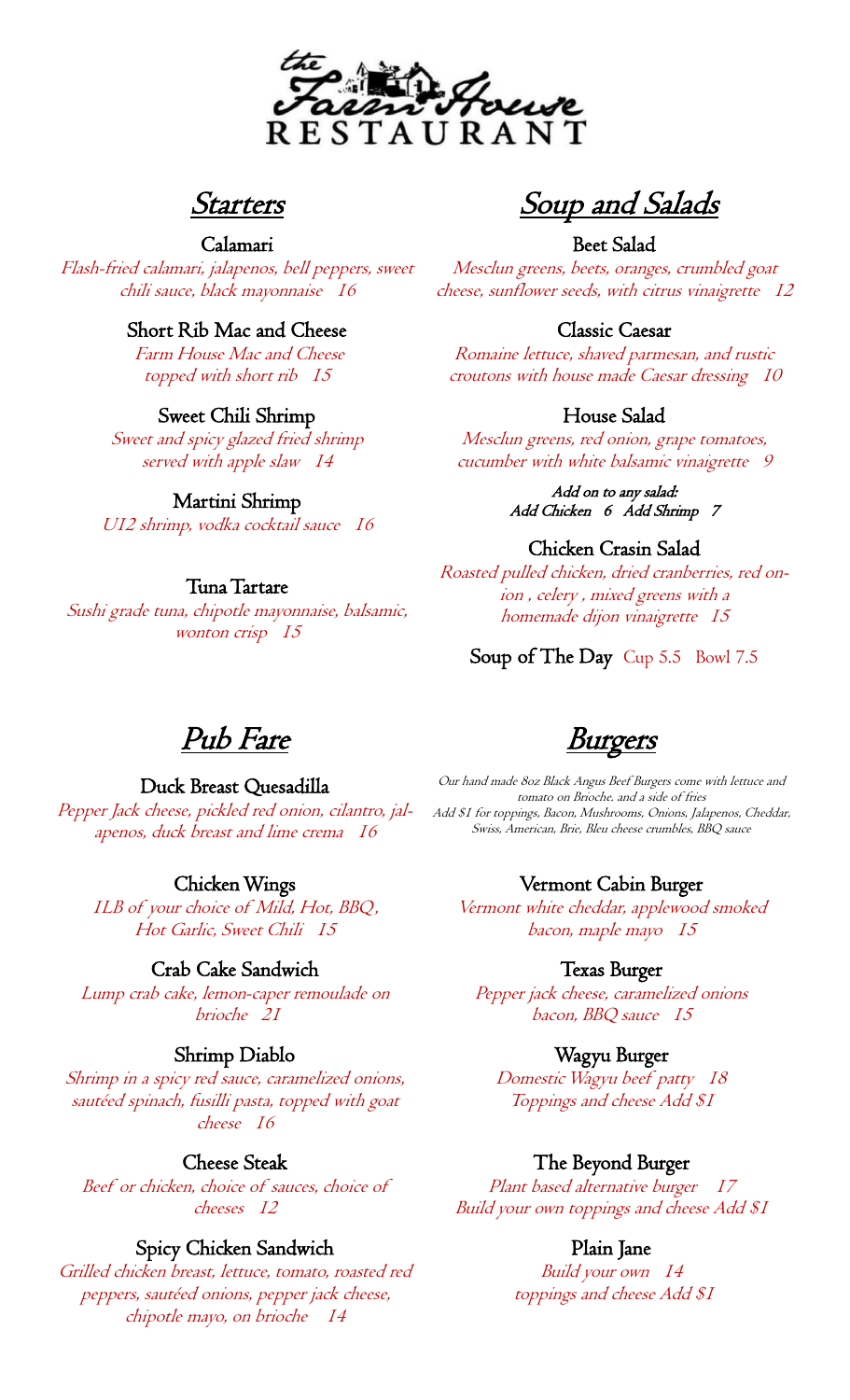# the Farm House RESTAURANT

## Starters

**Calamari**
*Flash-fried calamari, jalapenos, bell peppers, sweet chili sauce, black mayonnaise 16*

**Short Rib Mac and Cheese**
*Farm House Mac and Cheese topped with short rib 15*

**Sweet Chili Shrimp**
*Sweet and spicy glazed fried shrimp served with apple slaw 14*

**Martini Shrimp**
*U12 shrimp, vodka cocktail sauce 16*

**Tuna Tartare**
*Sushi grade tuna, chipotle mayonnaise, balsamic, wonton crisp 15*

## Soup and Salads

**Beet Salad**
*Mesclun greens, beets, oranges, crumbled goat cheese, sunflower seeds, with citrus vinaigrette 12*

**Classic Caesar**
*Romaine lettuce, shaved parmesan, and rustic croutons with house made Caesar dressing 10*

**House Salad**
*Mesclun greens, red onion, grape tomatoes, cucumber with white balsamic vinaigrette 9*

*Add on to any salad:*
*Add Chicken 6 Add Shrimp 7*

**Chicken Crasin Salad**
*Roasted pulled chicken, dried cranberries, red onion , celery , mixed greens with a homemade dijon vinaigrette 15*

**Soup of The Day** Cup 5.5 Bowl 7.5

## Pub Fare

**Duck Breast Quesadilla**
*Pepper Jack cheese, pickled red onion, cilantro, jalapenos, duck breast and lime crema 16*

**Chicken Wings**
*1LB of your choice of Mild, Hot, BBQ, Hot Garlic, Sweet Chili 15*

**Crab Cake Sandwich**
*Lump crab cake, lemon-caper remoulade on brioche 21*

**Shrimp Diablo**
*Shrimp in a spicy red sauce, caramelized onions, sautéed spinach, fusilli pasta, topped with goat cheese 16*

**Cheese Steak**
*Beef or chicken, choice of sauces, choice of cheeses 12*

**Spicy Chicken Sandwich**
*Grilled chicken breast, lettuce, tomato, roasted red peppers, sautéed onions, pepper jack cheese, chipotle mayo, on brioche 14*

## Burgers

*Our hand made 8oz Black Angus Beef Burgers come with lettuce and tomato on Brioche. and a side of fries*
*Add $1 for toppings, Bacon, Mushrooms, Onions, Jalapenos, Cheddar, Swiss, American, Brie, Bleu cheese crumbles, BBQ sauce*

**Vermont Cabin Burger**
*Vermont white cheddar, applewood smoked bacon, maple mayo 15*

**Texas Burger**
*Pepper jack cheese, caramelized onions bacon, BBQ sauce 15*

**Wagyu Burger**
*Domestic Wagyu beef patty 18*
*Toppings and cheese Add $1*

**The Beyond Burger**
*Plant based alternative burger 17*
*Build your own toppings and cheese Add $1*

**Plain Jane**
*Build your own 14*
*toppings and cheese Add $1*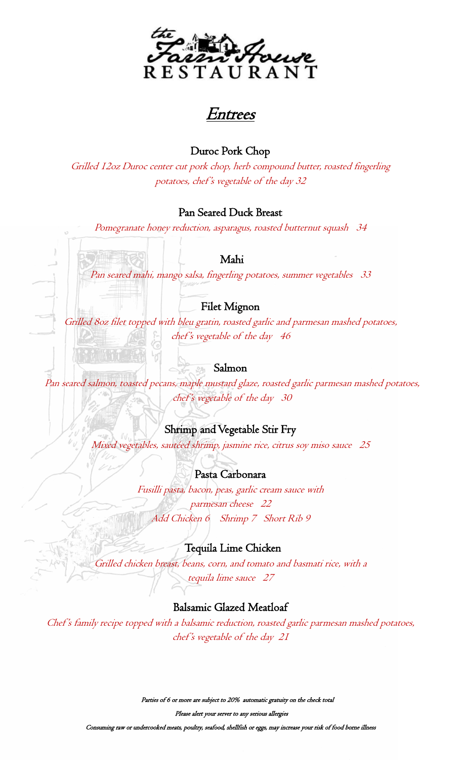# the Farm House RESTAURANT

## Entrees

### Duroc Pork Chop

*Grilled 12oz Duroc center cut pork chop, herb compound butter, roasted fingerling potatoes, chef's vegetable of the day 32*

### Pan Seared Duck Breast

*Pomegranate honey reduction, asparagus, roasted butternut squash 34*

### Mahi

*Pan seared mahi, mango salsa, fingerling potatoes, summer vegetables 33*

### Filet Mignon

*Grilled 8oz filet topped with bleu gratin, roasted garlic and parmesan mashed potatoes, chef's vegetable of the day 46*

### Salmon

*Pan seared salmon, toasted pecans, maple mustard glaze, roasted garlic parmesan mashed potatoes, chef's vegetable of the day 30*

### Shrimp and Vegetable Stir Fry

*Mixed vegetables, sautéed shrimp, jasmine rice, citrus soy miso sauce 25*

### Pasta Carbonara

*Fusilli pasta, bacon, peas, garlic cream sauce with parmesan cheese 22*

*Add Chicken 6 Shrimp 7 Short Rib 9*

### Tequila Lime Chicken

*Grilled chicken breast, beans, corn, and tomato and basmati rice, with a tequila lime sauce 27*

### Balsamic Glazed Meatloaf

*Chef's family recipe topped with a balsamic reduction, roasted garlic parmesan mashed potatoes, chef's vegetable of the day 21*

*Parties of 6 or more are subject to 20% automatic gratuity on the check total*

*Please alert your server to any serious allergies*

*Consuming raw or undercooked meats, poultry, seafood, shellfish or eggs, may increase your risk of food borne illness*